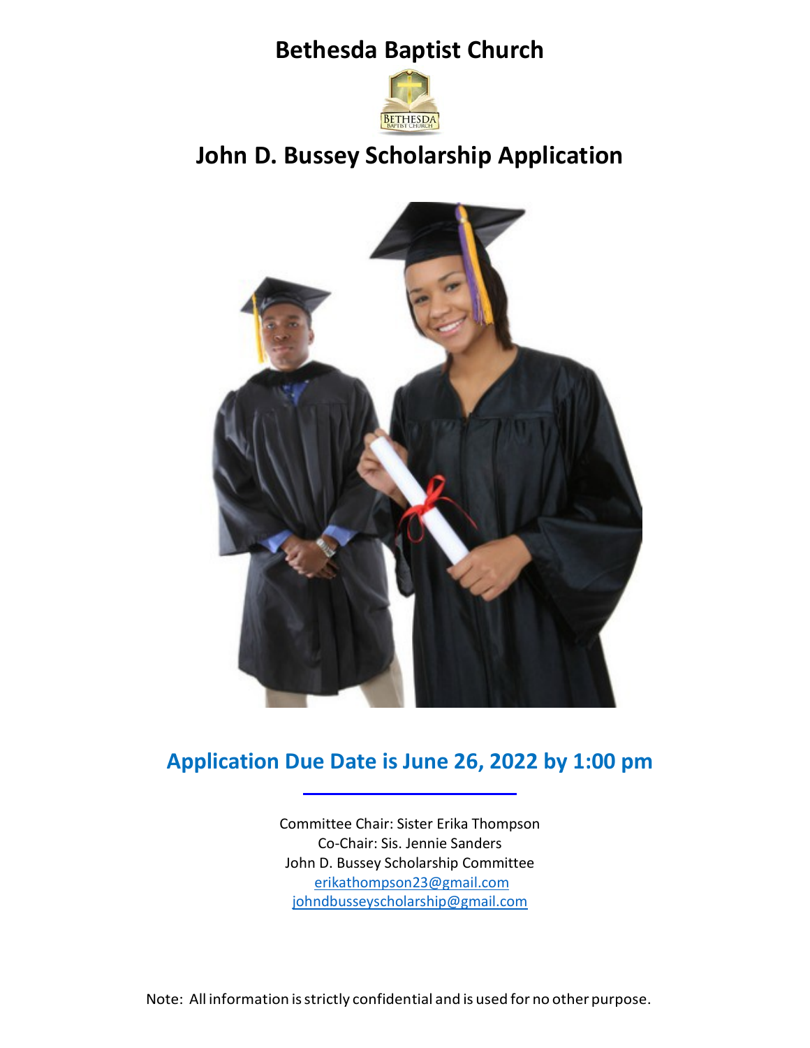# Bethesda Baptist Church

## John D. Bussey Scholarship Application

## Application Due Date is June 26, 2022 by 1:00 pm

Committee Chair: Sister Erika Thompson
Co-Chair: Sis. Jennie Sanders
John D. Bussey Scholarship Committee
erikathompson23@gmail.com
johndbusseyscholarship@gmail.com

Note: All information is strictly confidential and is used for no other purpose.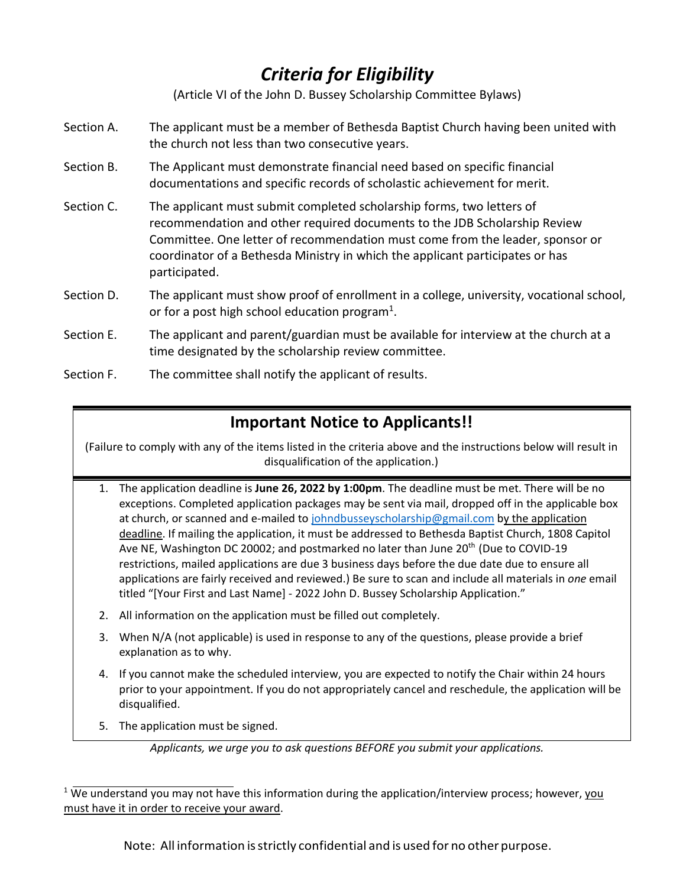# *Criteria for Eligibility*

(Article VI of the John D. Bussey Scholarship Committee Bylaws)

Section A. The applicant must be a member of Bethesda Baptist Church having been united with the church not less than two consecutive years.

Section B. The Applicant must demonstrate financial need based on specific financial documentations and specific records of scholastic achievement for merit.

Section C. The applicant must submit completed scholarship forms, two letters of recommendation and other required documents to the JDB Scholarship Review Committee. One letter of recommendation must come from the leader, sponsor or coordinator of a Bethesda Ministry in which the applicant participates or has participated.

Section D. The applicant must show proof of enrollment in a college, university, vocational school, or for a post high school education program[1].

Section E. The applicant and parent/guardian must be available for interview at the church at a time designated by the scholarship review committee.

Section F. The committee shall notify the applicant of results.

## Important Notice to Applicants!!

(Failure to comply with any of the items listed in the criteria above and the instructions below will result in disqualification of the application.)

1. The application deadline is **June 26, 2022 by 1:00pm**. The deadline must be met. There will be no exceptions. Completed application packages may be sent via mail, dropped off in the applicable box at church, or scanned and e-mailed to johndbusseyscholarship@gmail.com by the application deadline. If mailing the application, it must be addressed to Bethesda Baptist Church, 1808 Capitol Ave NE, Washington DC 20002; and postmarked no later than June 20th (Due to COVID-19 restrictions, mailed applications are due 3 business days before the due date due to ensure all applications are fairly received and reviewed.) Be sure to scan and include all materials in *one* email titled "[Your First and Last Name] - 2022 John D. Bussey Scholarship Application."
2. All information on the application must be filled out completely.
3. When N/A (not applicable) is used in response to any of the questions, please provide a brief explanation as to why.
4. If you cannot make the scheduled interview, you are expected to notify the Chair within 24 hours prior to your appointment. If you do not appropriately cancel and reschedule, the application will be disqualified.
5. The application must be signed.

*Applicants, we urge you to ask questions BEFORE you submit your applications.*

[1] We understand you may not have this information during the application/interview process; however, you must have it in order to receive your award.

Note: All information is strictly confidential and is used for no other purpose.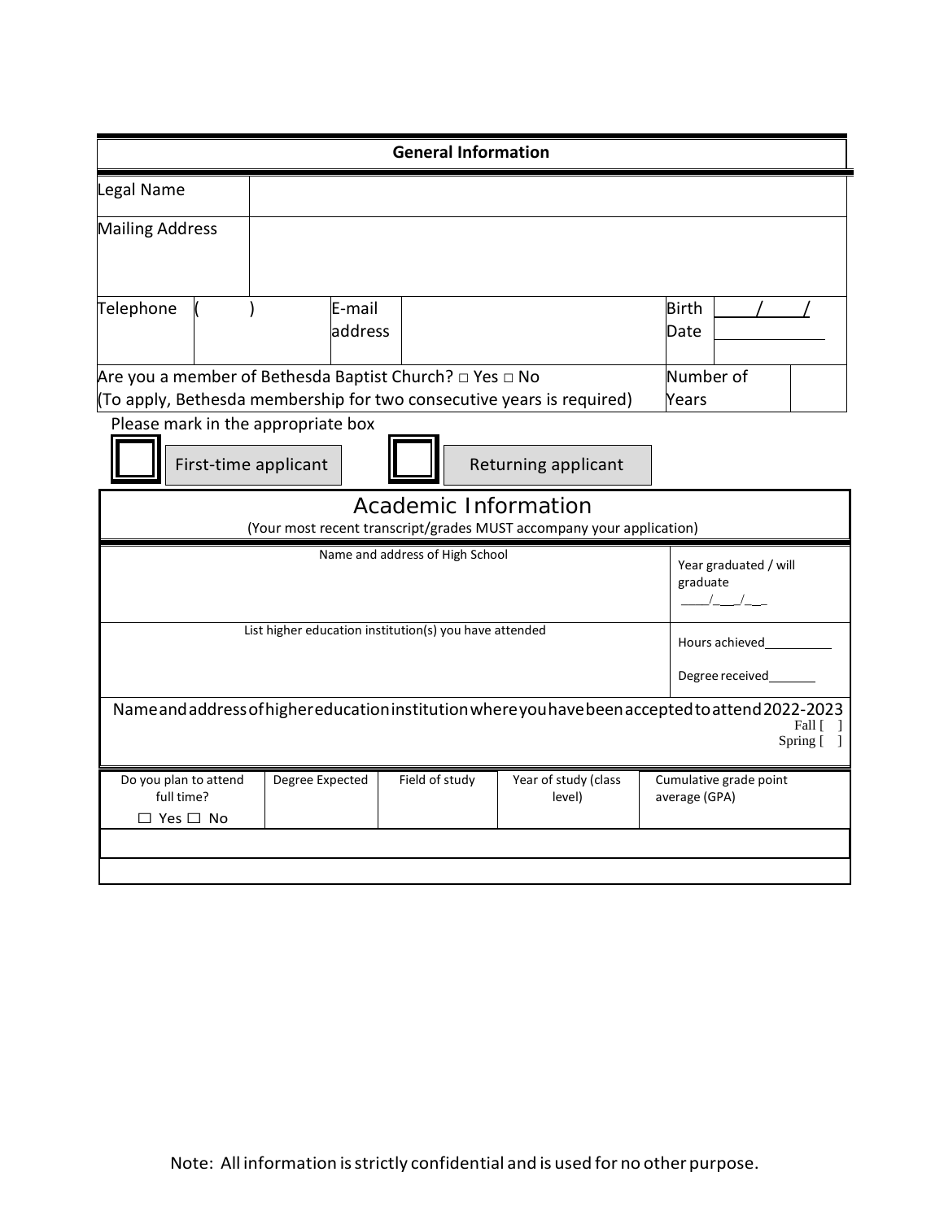## General Information

| | | | | | |
|---|---|---|---|---|---|
| Legal Name | | | | | |
| Mailing Address | | | | | |
| Telephone | ( ) | E-mail address | | Birth Date | / / |
| Are you a member of Bethesda Baptist Church? □ Yes □ No (To apply, Bethesda membership for two consecutive years is required) | | | | Number of Years | |

Please mark in the appropriate box

☐ First-time applicant ☐ Returning applicant

## Academic Information

(Your most recent transcript/grades MUST accompany your application)

| | |
|---|---|
| Name and address of High School | Year graduated / will graduate ____/___/___ |
| List higher education institution(s) you have attended | Hours achieved__________ Degree received_______ |
| Name and address of higher education institution where you have been accepted to attend 2022-2023 | Fall [ ] Spring [ ] |

| Do you plan to attend full time? ☐ Yes ☐ No | Degree Expected | Field of study | Year of study (class level) | Cumulative grade point average (GPA) |
|---|---|---|---|---|
| | | | | |
| | | | | |

Note: All information is strictly confidential and is used for no other purpose.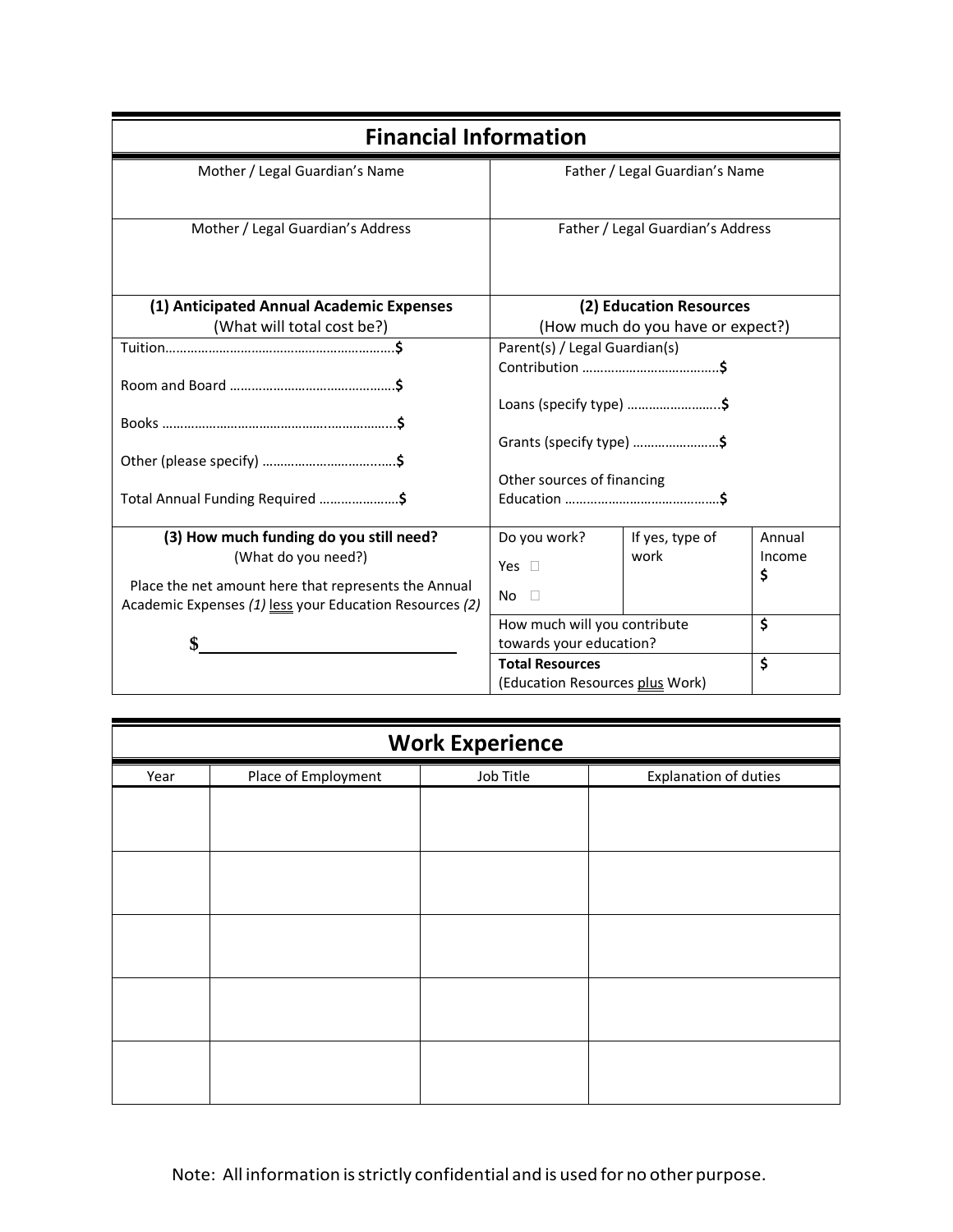## Financial Information

| Mother / Legal Guardian's Name | Father / Legal Guardian's Name |
|---|---|
| | |

| Mother / Legal Guardian's Address | Father / Legal Guardian's Address |
|---|---|
| | |

| **(1) Anticipated Annual Academic Expenses** (What will total cost be?) | **(2) Education Resources** (How much do you have or expect?) |
|---|---|
| Tuition……………………………………………………..**$** | Parent(s) / Legal Guardian(s) Contribution ………………………………..**$** |
| Room and Board ………………………………………**$** | Loans (specify type) ……………………..**$** |
| Books ……………………………………….…………….**$** | Grants (specify type) …………………..**$** |
| Other (please specify) ………………………….…..**$** | Other sources of financing Education ……………………………………**$** |
| Total Annual Funding Required ………………….**$** | |

| **(3) How much funding do you still need?** (What do you need?) | Do you work? | If yes, type of work | Annual Income |
|---|---|---|---|
| Place the net amount here that represents the Annual Academic Expenses *(1)* less your Education Resources *(2)* | Yes ☐ No ☐ | | $ |
| | How much will you contribute towards your education? | | $ |
| $______________________ | **Total Resources** (Education Resources plus Work) | | $ |

## Work Experience

| Year | Place of Employment | Job Title | Explanation of duties |
|---|---|---|---|
| | | | |
| | | | |
| | | | |
| | | | |
| | | | |

Note: All information is strictly confidential and is used for no other purpose.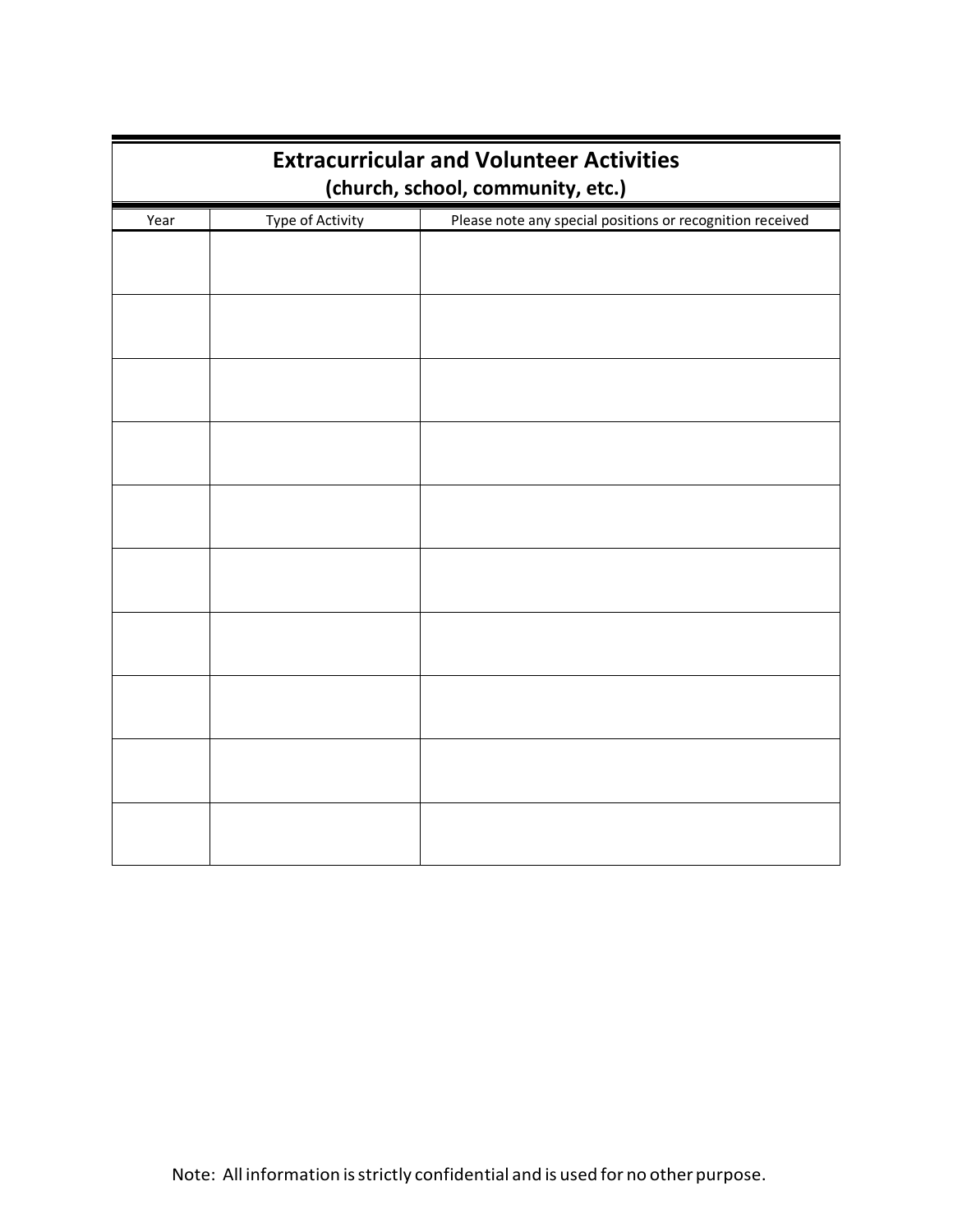## Extracterricular and Volunteer Activities

### (church, school, community, etc.)

| Year | Type of Activity | Please note any special positions or recognition received |
|---|---|---|
| | | |
| | | |
| | | |
| | | |
| | | |
| | | |
| | | |
| | | |
| | | |
| | | |

Note: All information is strictly confidential and is used for no other purpose.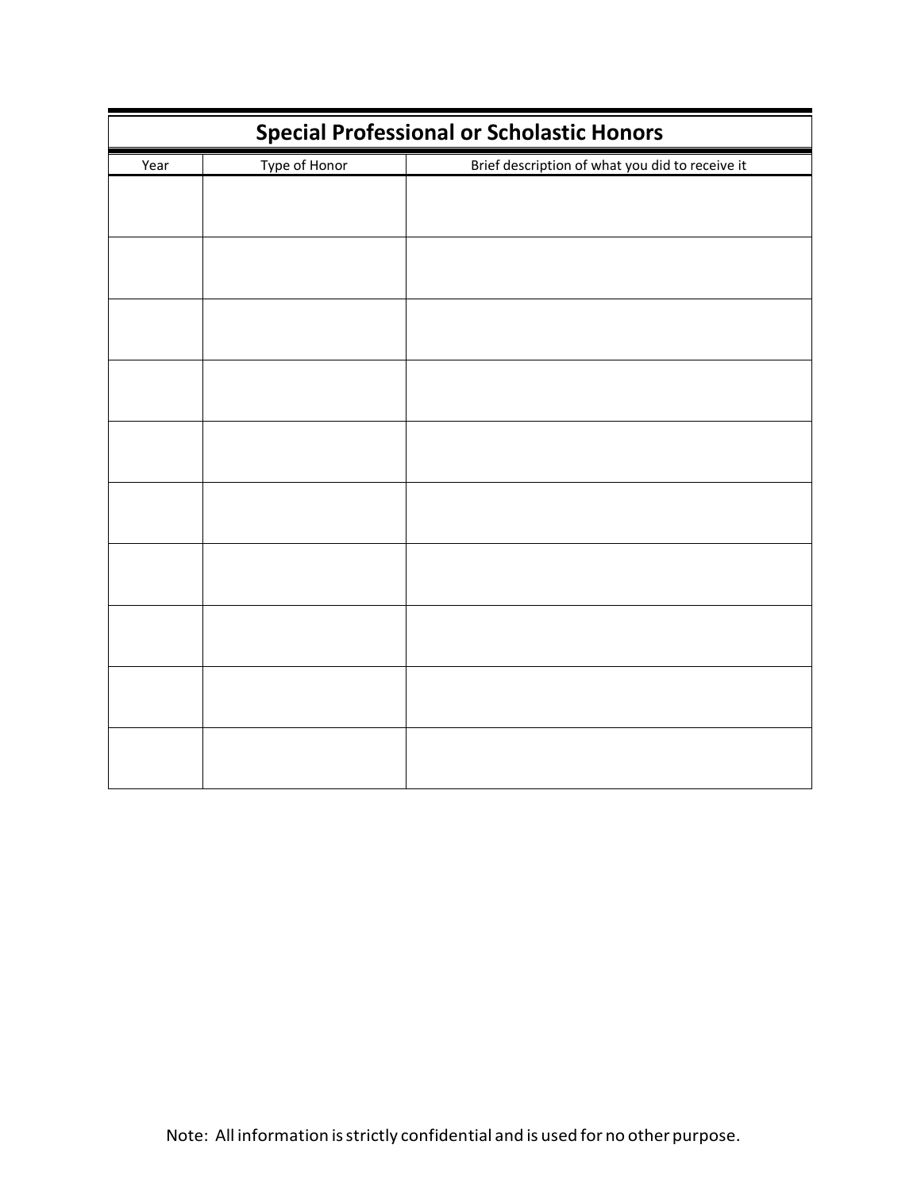## Special Professional or Scholastic Honors

| Year | Type of Honor | Brief description of what you did to receive it |
|---|---|---|
| | | |
| | | |
| | | |
| | | |
| | | |
| | | |
| | | |
| | | |
| | | |
| | | |

Note: All information is strictly confidential and is used for no other purpose.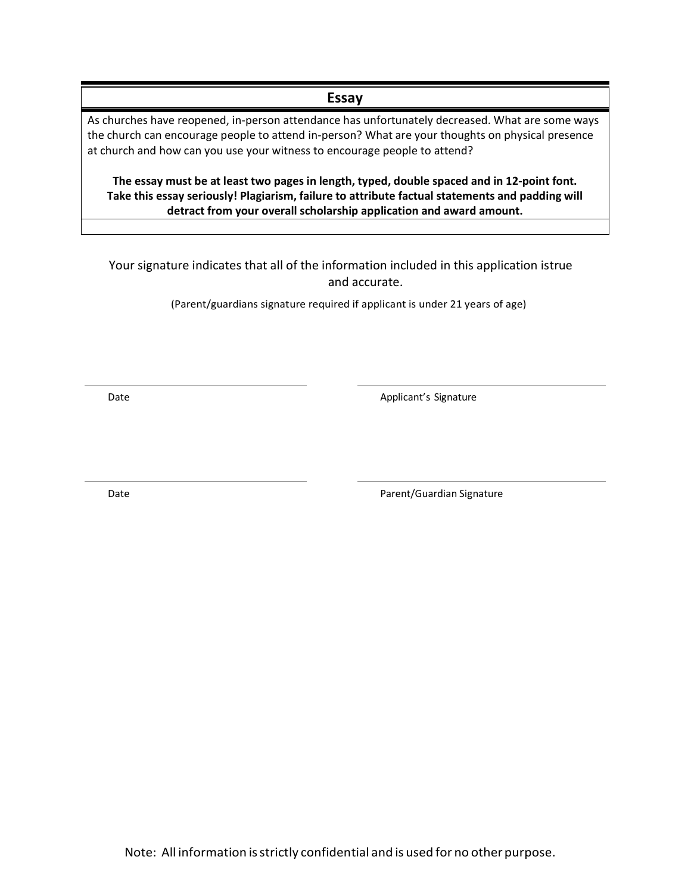## Essay

As churches have reopened, in-person attendance has unfortunately decreased. What are some ways the church can encourage people to attend in-person? What are your thoughts on physical presence at church and how can you use your witness to encourage people to attend?

**The essay must be at least two pages in length, typed, double spaced and in 12-point font. Take this essay seriously! Plagiarism, failure to attribute factual statements and padding will detract from your overall scholarship application and award amount.**

Your signature indicates that all of the information included in this application istrue and accurate.

(Parent/guardians signature required if applicant is under 21 years of age)

\_\_\_\_\_\_\_\_\_\_\_\_\_\_\_\_\_\_\_\_\_\_\_\_\_\_ \_\_\_\_\_\_\_\_\_\_\_\_\_\_\_\_\_\_\_\_\_\_\_\_\_\_

Date Applicant's Signature

\_\_\_\_\_\_\_\_\_\_\_\_\_\_\_\_\_\_\_\_\_\_\_\_\_\_ \_\_\_\_\_\_\_\_\_\_\_\_\_\_\_\_\_\_\_\_\_\_\_\_\_\_

Date Parent/Guardian Signature

Note: All information is strictly confidential and is used for no other purpose.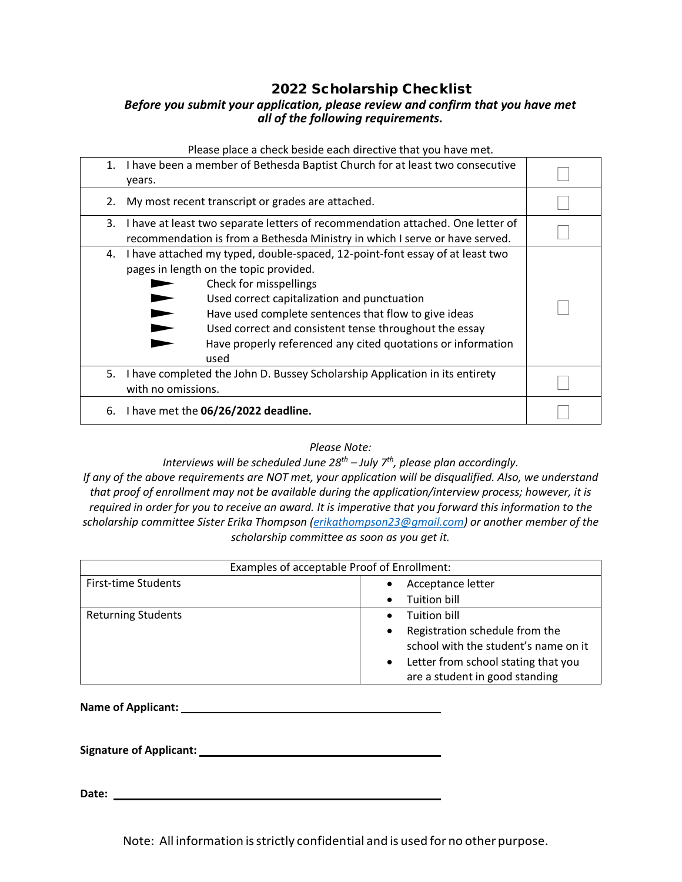# 2022 Scholarship Checklist

***Before you submit your application, please review and confirm that you have met all of the following requirements.***

Please place a check beside each directive that you have met.

| | |
|---|---|
| 1. I have been a member of Bethesda Baptist Church for at least two consecutive years. | ☐ |
| 2. My most recent transcript or grades are attached. | ☐ |
| 3. I have at least two separate letters of recommendation attached. One letter of recommendation is from a Bethesda Ministry in which I serve or have served. | ☐ |
| 4. I have attached my typed, double-spaced, 12-point-font essay of at least two pages in length on the topic provided.<br>► Check for misspellings<br>► Used correct capitalization and punctuation<br>► Have used complete sentences that flow to give ideas<br>► Used correct and consistent tense throughout the essay<br>► Have properly referenced any cited quotations or information used | ☐ |
| 5. I have completed the John D. Bussey Scholarship Application in its entirety with no omissions. | ☐ |
| 6. I have met the **06/26/2022 deadline.** | ☐ |

*Please Note:*

*Interviews will be scheduled June 28th – July 7th, please plan accordingly.*

*If any of the above requirements are NOT met, your application will be disqualified. Also, we understand that proof of enrollment may not be available during the application/interview process; however, it is required in order for you to receive an award. It is imperative that you forward this information to the scholarship committee Sister Erika Thompson (erikathompson23@gmail.com) or another member of the scholarship committee as soon as you get it.*

| Examples of acceptable Proof of Enrollment: | |
|---|---|
| First-time Students | • Acceptance letter<br>• Tuition bill |
| Returning Students | • Tuition bill<br>• Registration schedule from the school with the student's name on it<br>• Letter from school stating that you are a student in good standing |

**Name of Applicant:** ______________________________

**Signature of Applicant:** ______________________________

**Date:** ______________________________

Note: All information is strictly confidential and is used for no other purpose.